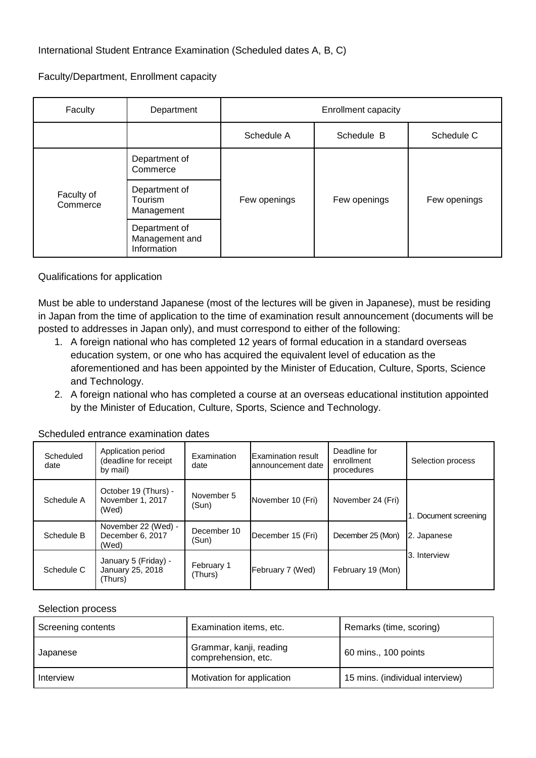## International Student Entrance Examination (Scheduled dates A, B, C)

### Faculty/Department, Enrollment capacity

| Faculty | Department | Enrollment capacity | | |
|---|---|---|---|---|
| | | Schedule A | Schedule B | Schedule C |
| Faculty of Commerce | Department of Commerce | Few openings | Few openings | Few openings |
| | Department of Tourism Management | | | |
| | Department of Management and Information | | | |

### Qualifications for application

Must be able to understand Japanese (most of the lectures will be given in Japanese), must be residing in Japan from the time of application to the time of examination result announcement (documents will be posted to addresses in Japan only), and must correspond to either of the following:

1. A foreign national who has completed 12 years of formal education in a standard overseas education system, or one who has acquired the equivalent level of education as the aforementioned and has been appointed by the Minister of Education, Culture, Sports, Science and Technology.
2. A foreign national who has completed a course at an overseas educational institution appointed by the Minister of Education, Culture, Sports, Science and Technology.

### Scheduled entrance examination dates

| Scheduled date | Application period (deadline for receipt by mail) | Examination date | Examination result announcement date | Deadline for enrollment procedures | Selection process |
|---|---|---|---|---|---|
| Schedule A | October 19 (Thurs) - November 1, 2017 (Wed) | November 5 (Sun) | November 10 (Fri) | November 24 (Fri) | 1. Document screening<br>2. Japanese<br>3. Interview |
| Schedule B | November 22 (Wed) - December 6, 2017 (Wed) | December 10 (Sun) | December 15 (Fri) | December 25 (Mon) | |
| Schedule C | January 5 (Friday) - January 25, 2018 (Thurs) | February 1 (Thurs) | February 7 (Wed) | February 19 (Mon) | |

### Selection process

| Screening contents | Examination items, etc. | Remarks (time, scoring) |
|---|---|---|
| Japanese | Grammar, kanji, reading comprehension, etc. | 60 mins., 100 points |
| Interview | Motivation for application | 15 mins. (individual interview) |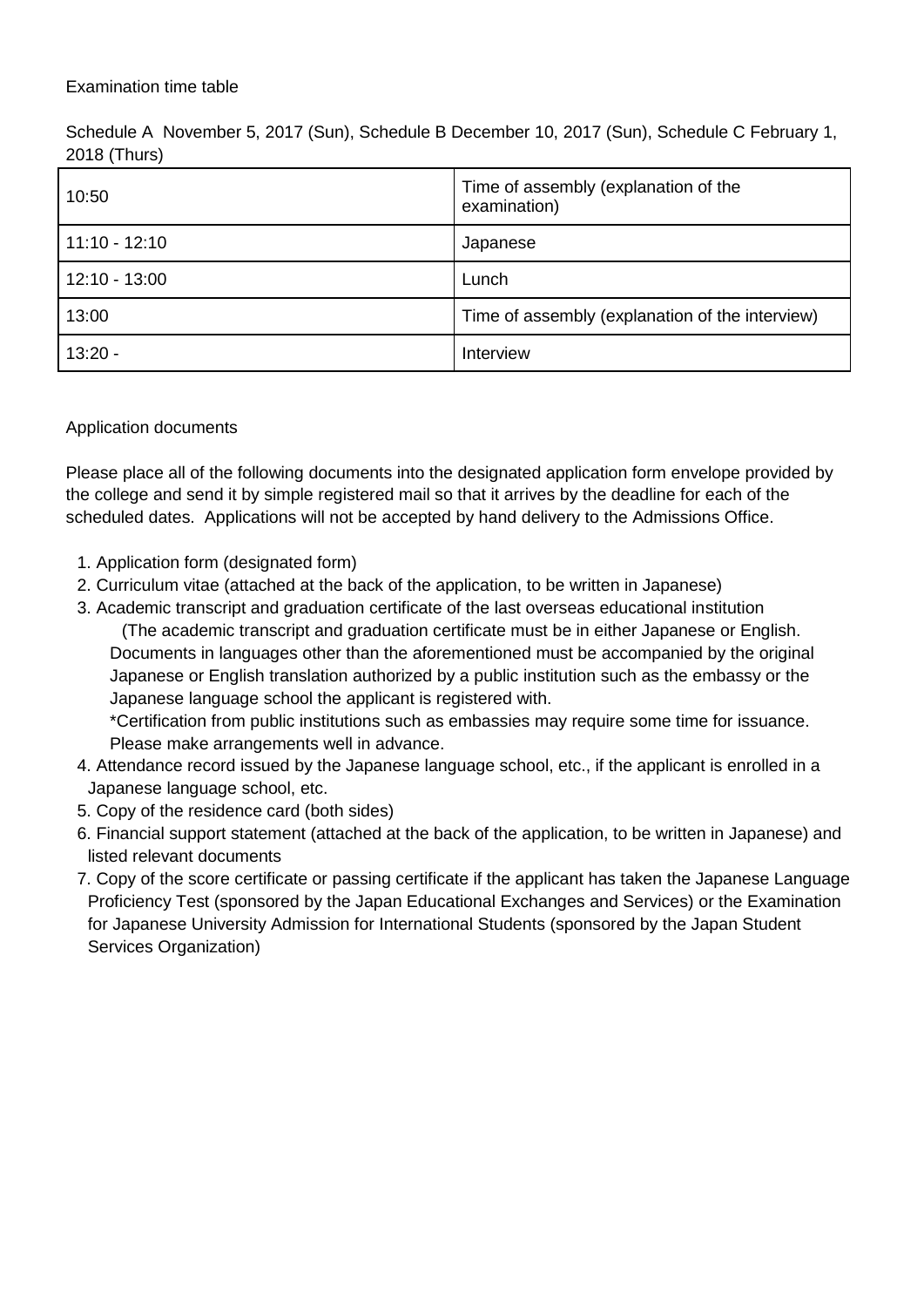Examination time table

Schedule A November 5, 2017 (Sun), Schedule B December 10, 2017 (Sun), Schedule C February 1, 2018 (Thurs)

| | |
|---|---|
| 10:50 | Time of assembly (explanation of the examination) |
| 11:10 - 12:10 | Japanese |
| 12:10 - 13:00 | Lunch |
| 13:00 | Time of assembly (explanation of the interview) |
| 13:20 - | Interview |

Application documents

Please place all of the following documents into the designated application form envelope provided by the college and send it by simple registered mail so that it arrives by the deadline for each of the scheduled dates. Applications will not be accepted by hand delivery to the Admissions Office.

1. Application form (designated form)
2. Curriculum vitae (attached at the back of the application, to be written in Japanese)
3. Academic transcript and graduation certificate of the last overseas educational institution
   (The academic transcript and graduation certificate must be in either Japanese or English. Documents in languages other than the aforementioned must be accompanied by the original Japanese or English translation authorized by a public institution such as the embassy or the Japanese language school the applicant is registered with.
   *Certification from public institutions such as embassies may require some time for issuance. Please make arrangements well in advance.
4. Attendance record issued by the Japanese language school, etc., if the applicant is enrolled in a Japanese language school, etc.
5. Copy of the residence card (both sides)
6. Financial support statement (attached at the back of the application, to be written in Japanese) and listed relevant documents
7. Copy of the score certificate or passing certificate if the applicant has taken the Japanese Language Proficiency Test (sponsored by the Japan Educational Exchanges and Services) or the Examination for Japanese University Admission for International Students (sponsored by the Japan Student Services Organization)